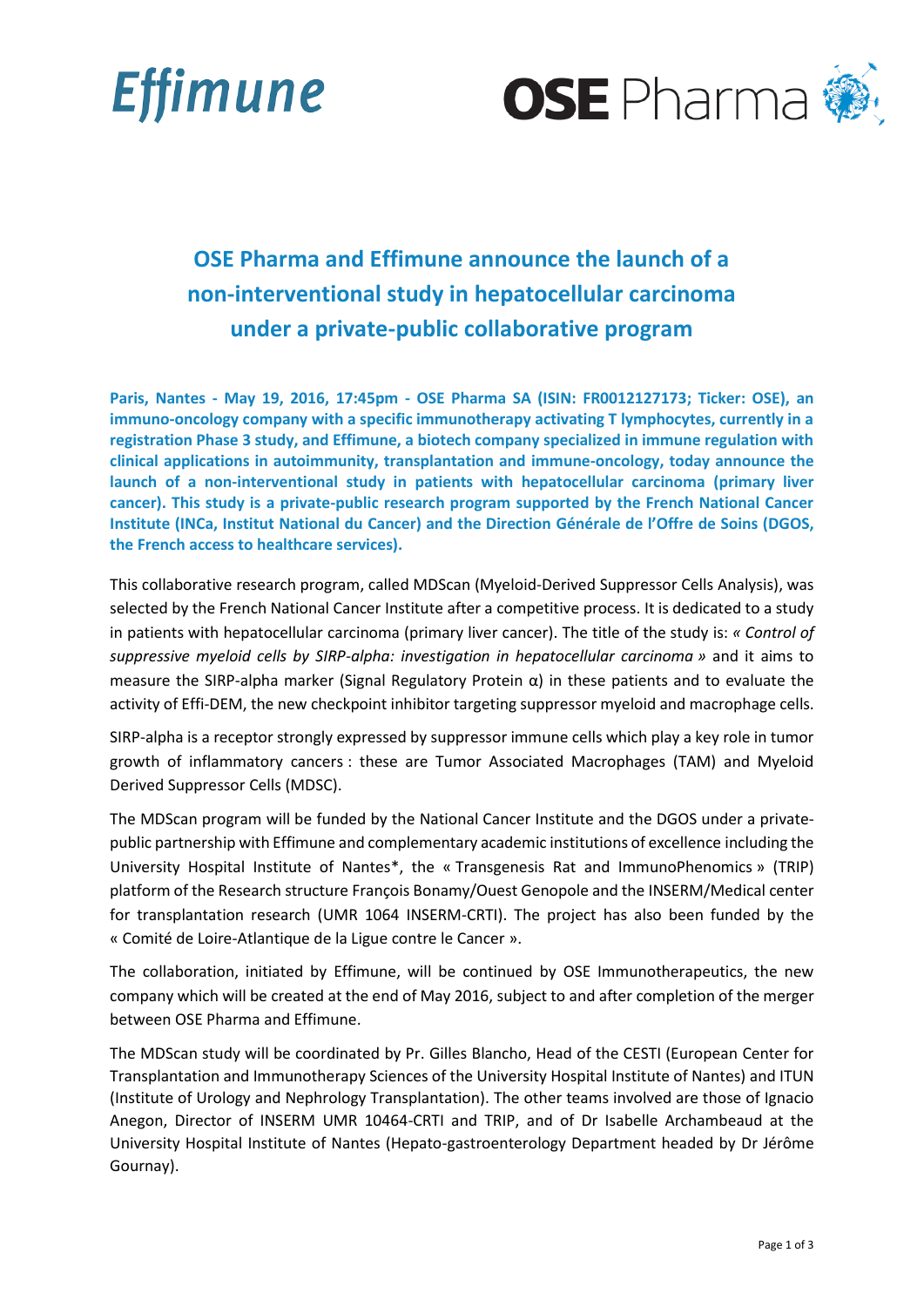Effimune

OSE Pharma

# OSE Pharma and Effimune announce the launch of a non-interventional study in hepatocellular carcinoma under a private-public collaborative program

**Paris, Nantes - May 19, 2016, 17:45pm - OSE Pharma SA (ISIN: FR0012127173; Ticker: OSE), an immuno-oncology company with a specific immunotherapy activating T lymphocytes, currently in a registration Phase 3 study, and Effimune, a biotech company specialized in immune regulation with clinical applications in autoimmunity, transplantation and immune-oncology, today announce the launch of a non-interventional study in patients with hepatocellular carcinoma (primary liver cancer). This study is a private-public research program supported by the French National Cancer Institute (INCa, Institut National du Cancer) and the Direction Générale de l'Offre de Soins (DGOS, the French access to healthcare services).**

This collaborative research program, called MDScan (Myeloid-Derived Suppressor Cells Analysis), was selected by the French National Cancer Institute after a competitive process. It is dedicated to a study in patients with hepatocellular carcinoma (primary liver cancer). The title of the study is: *« Control of suppressive myeloid cells by SIRP-alpha: investigation in hepatocellular carcinoma »* and it aims to measure the SIRP-alpha marker (Signal Regulatory Protein α) in these patients and to evaluate the activity of Effi-DEM, the new checkpoint inhibitor targeting suppressor myeloid and macrophage cells.

SIRP-alpha is a receptor strongly expressed by suppressor immune cells which play a key role in tumor growth of inflammatory cancers : these are Tumor Associated Macrophages (TAM) and Myeloid Derived Suppressor Cells (MDSC).

The MDScan program will be funded by the National Cancer Institute and the DGOS under a private-public partnership with Effimune and complementary academic institutions of excellence including the University Hospital Institute of Nantes*, the « Transgenesis Rat and ImmunoPhenomics » (TRIP) platform of the Research structure François Bonamy/Ouest Genopole and the INSERM/Medical center for transplantation research (UMR 1064 INSERM-CRTI). The project has also been funded by the « Comité de Loire-Atlantique de la Ligue contre le Cancer ».

The collaboration, initiated by Effimune, will be continued by OSE Immunotherapeutics, the new company which will be created at the end of May 2016, subject to and after completion of the merger between OSE Pharma and Effimune.

The MDScan study will be coordinated by Pr. Gilles Blancho, Head of the CESTI (European Center for Transplantation and Immunotherapy Sciences of the University Hospital Institute of Nantes) and ITUN (Institute of Urology and Nephrology Transplantation). The other teams involved are those of Ignacio Anegon, Director of INSERM UMR 10464-CRTI and TRIP, and of Dr Isabelle Archambeaud at the University Hospital Institute of Nantes (Hepato-gastroenterology Department headed by Dr Jérôme Gournay).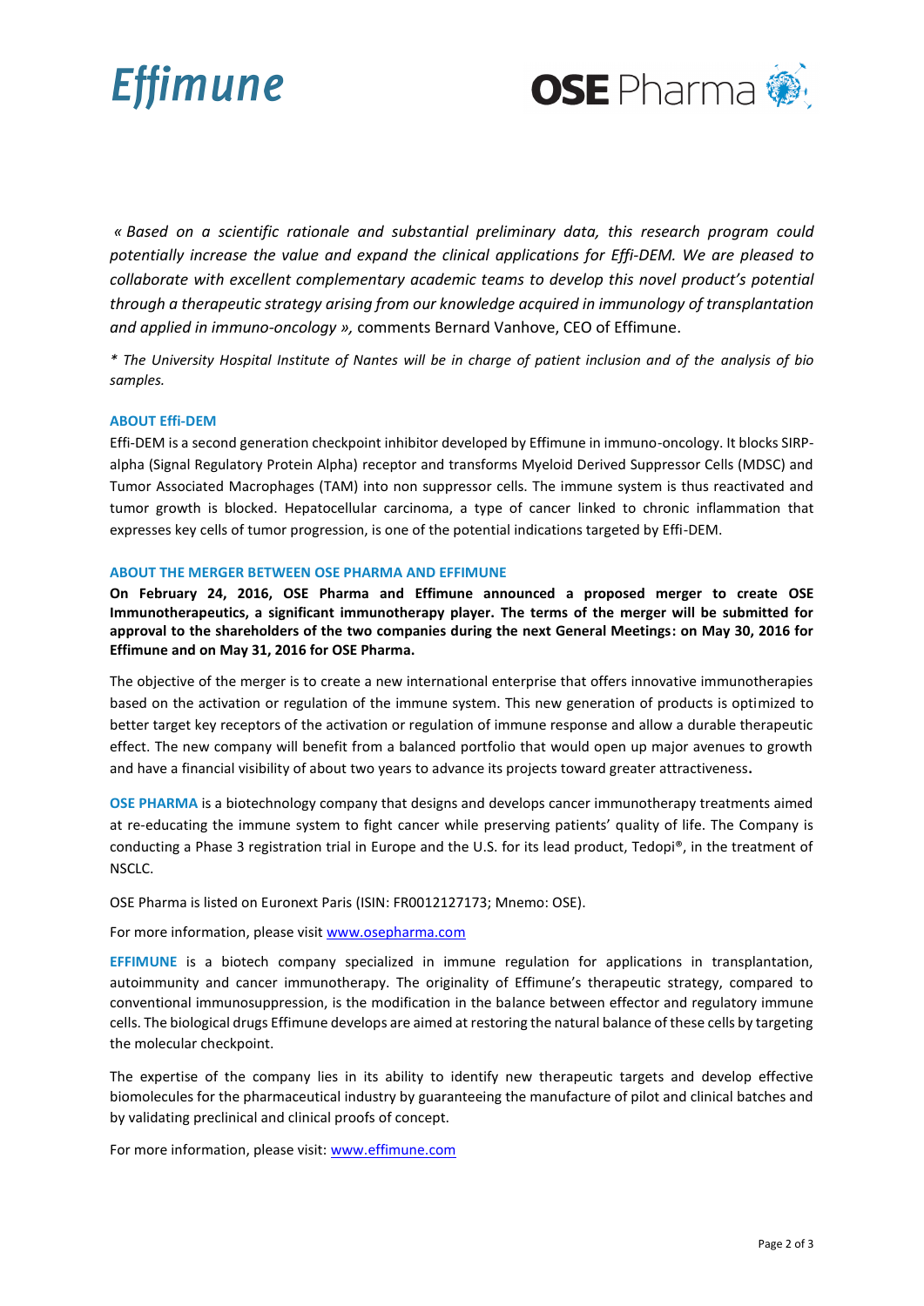*« Based on a scientific rationale and substantial preliminary data, this research program could potentially increase the value and expand the clinical applications for Effi-DEM. We are pleased to collaborate with excellent complementary academic teams to develop this novel product's potential through a therapeutic strategy arising from our knowledge acquired in immunology of transplantation and applied in immuno-oncology »,* comments Bernard Vanhove, CEO of Effimune.

*\* The University Hospital Institute of Nantes will be in charge of patient inclusion and of the analysis of bio samples.*

## ABOUT Effi-DEM

Effi-DEM is a second generation checkpoint inhibitor developed by Effimune in immuno-oncology. It blocks SIRP-alpha (Signal Regulatory Protein Alpha) receptor and transforms Myeloid Derived Suppressor Cells (MDSC) and Tumor Associated Macrophages (TAM) into non suppressor cells. The immune system is thus reactivated and tumor growth is blocked. Hepatocellular carcinoma, a type of cancer linked to chronic inflammation that expresses key cells of tumor progression, is one of the potential indications targeted by Effi-DEM.

## ABOUT THE MERGER BETWEEN OSE PHARMA AND EFFIMUNE

**On February 24, 2016, OSE Pharma and Effimune announced a proposed merger to create OSE Immunotherapeutics, a significant immunotherapy player. The terms of the merger will be submitted for approval to the shareholders of the two companies during the next General Meetings: on May 30, 2016 for Effimune and on May 31, 2016 for OSE Pharma.**

The objective of the merger is to create a new international enterprise that offers innovative immunotherapies based on the activation or regulation of the immune system. This new generation of products is optimized to better target key receptors of the activation or regulation of immune response and allow a durable therapeutic effect. The new company will benefit from a balanced portfolio that would open up major avenues to growth and have a financial visibility of about two years to advance its projects toward greater attractiveness**.**

**OSE PHARMA** is a biotechnology company that designs and develops cancer immunotherapy treatments aimed at re-educating the immune system to fight cancer while preserving patients' quality of life. The Company is conducting a Phase 3 registration trial in Europe and the U.S. for its lead product, Tedopi®, in the treatment of NSCLC.

OSE Pharma is listed on Euronext Paris (ISIN: FR0012127173; Mnemo: OSE).

For more information, please visit [www.osepharma.com](www.osepharma.com)

**EFFIMUNE** is a biotech company specialized in immune regulation for applications in transplantation, autoimmunity and cancer immunotherapy. The originality of Effimune's therapeutic strategy, compared to conventional immunosuppression, is the modification in the balance between effector and regulatory immune cells. The biological drugs Effimune develops are aimed at restoring the natural balance of these cells by targeting the molecular checkpoint.

The expertise of the company lies in its ability to identify new therapeutic targets and develop effective biomolecules for the pharmaceutical industry by guaranteeing the manufacture of pilot and clinical batches and by validating preclinical and clinical proofs of concept.

For more information, please visit: [www.effimune.com](www.effimune.com)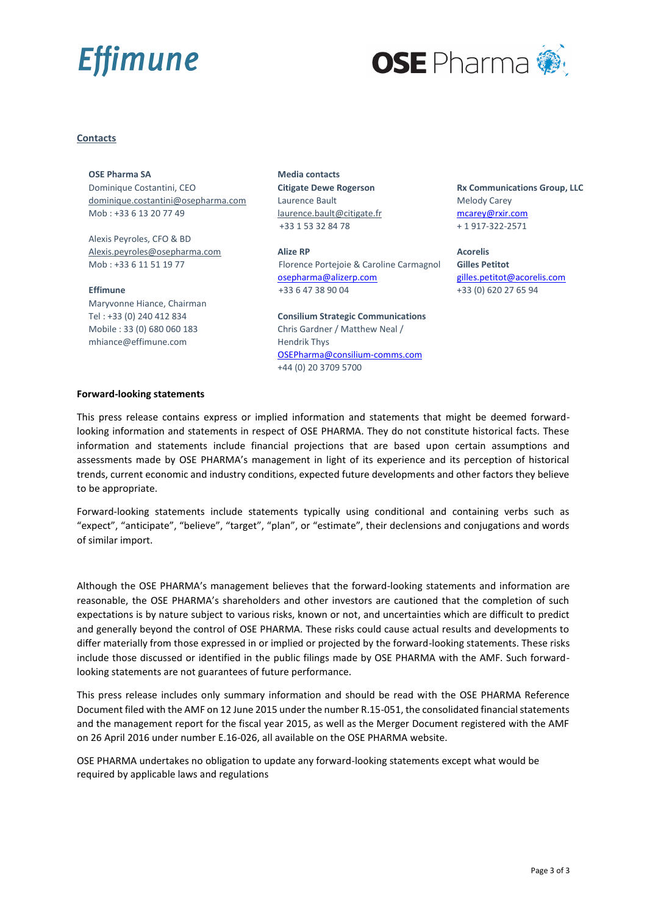Effimune

OSE Pharma

## Contacts

**OSE Pharma SA**
Dominique Costantini, CEO
dominique.costantini@osepharma.com
Mob : +33 6 13 20 77 49

Alexis Peyroles, CFO & BD
Alexis.peyroles@osepharma.com
Mob : +33 6 11 51 19 77

**Effimune**
Maryvonne Hiance, Chairman
Tel : +33 (0) 240 412 834
Mobile : 33 (0) 680 060 183
mhiance@effimune.com

**Media contacts**

**Citigate Dewe Rogerson**
Laurence Bault
laurence.bault@citigate.fr
+33 1 53 32 84 78

**Alize RP**
Florence Portejoie & Caroline Carmagnol
osepharma@alizerp.com
+33 6 47 38 90 04

**Consilium Strategic Communications**
Chris Gardner / Matthew Neal / Hendrik Thys
OSEPharma@consilium-comms.com
+44 (0) 20 3709 5700

**Rx Communications Group, LLC**
Melody Carey
mcarey@rxir.com
+ 1 917-322-2571

**Acorelis**
**Gilles Petitot**
gilles.petitot@acorelis.com
+33 (0) 620 27 65 94

**Forward-looking statements**

This press release contains express or implied information and statements that might be deemed forward-looking information and statements in respect of OSE PHARMA. They do not constitute historical facts. These information and statements include financial projections that are based upon certain assumptions and assessments made by OSE PHARMA's management in light of its experience and its perception of historical trends, current economic and industry conditions, expected future developments and other factors they believe to be appropriate.

Forward-looking statements include statements typically using conditional and containing verbs such as "expect", "anticipate", "believe", "target", "plan", or "estimate", their declensions and conjugations and words of similar import.

Although the OSE PHARMA's management believes that the forward-looking statements and information are reasonable, the OSE PHARMA's shareholders and other investors are cautioned that the completion of such expectations is by nature subject to various risks, known or not, and uncertainties which are difficult to predict and generally beyond the control of OSE PHARMA. These risks could cause actual results and developments to differ materially from those expressed in or implied or projected by the forward-looking statements. These risks include those discussed or identified in the public filings made by OSE PHARMA with the AMF. Such forward-looking statements are not guarantees of future performance.

This press release includes only summary information and should be read with the OSE PHARMA Reference Document filed with the AMF on 12 June 2015 under the number R.15-051, the consolidated financial statements and the management report for the fiscal year 2015, as well as the Merger Document registered with the AMF on 26 April 2016 under number E.16-026, all available on the OSE PHARMA website.

OSE PHARMA undertakes no obligation to update any forward-looking statements except what would be required by applicable laws and regulations